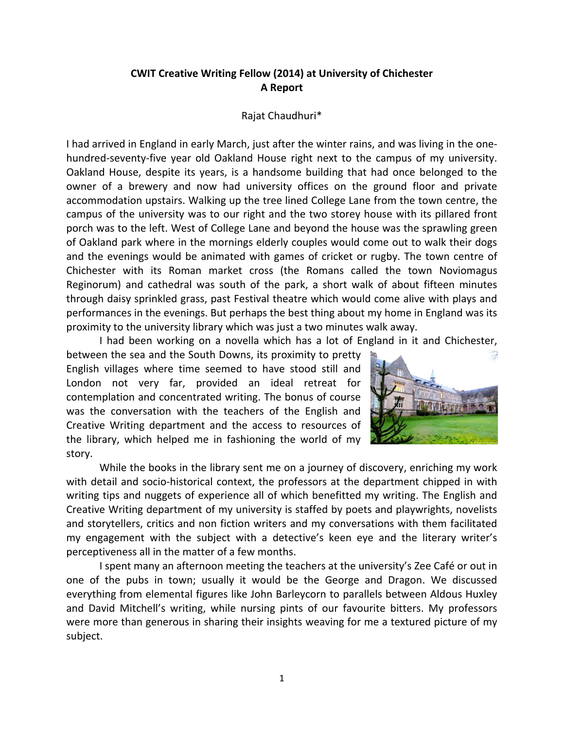**CWIT Creative Writing Fellow (2014) at University of Chichester**
**A Report**

Rajat Chaudhuri*

I had arrived in England in early March, just after the winter rains, and was living in the one-hundred-seventy-five year old Oakland House right next to the campus of my university. Oakland House, despite its years, is a handsome building that had once belonged to the owner of a brewery and now had university offices on the ground floor and private accommodation upstairs. Walking up the tree lined College Lane from the town centre, the campus of the university was to our right and the two storey house with its pillared front porch was to the left. West of College Lane and beyond the house was the sprawling green of Oakland park where in the mornings elderly couples would come out to walk their dogs and the evenings would be animated with games of cricket or rugby. The town centre of Chichester with its Roman market cross (the Romans called the town Noviomagus Reginorum) and cathedral was south of the park, a short walk of about fifteen minutes through daisy sprinkled grass, past Festival theatre which would come alive with plays and performances in the evenings. But perhaps the best thing about my home in England was its proximity to the university library which was just a two minutes walk away.

I had been working on a novella which has a lot of England in it and Chichester, between the sea and the South Downs, its proximity to pretty English villages where time seemed to have stood still and London not very far, provided an ideal retreat for contemplation and concentrated writing. The bonus of course was the conversation with the teachers of the English and Creative Writing department and the access to resources of the library, which helped me in fashioning the world of my story.

While the books in the library sent me on a journey of discovery, enriching my work with detail and socio-historical context, the professors at the department chipped in with writing tips and nuggets of experience all of which benefitted my writing. The English and Creative Writing department of my university is staffed by poets and playwrights, novelists and storytellers, critics and non fiction writers and my conversations with them facilitated my engagement with the subject with a detective's keen eye and the literary writer's perceptiveness all in the matter of a few months.

I spent many an afternoon meeting the teachers at the university's Zee Café or out in one of the pubs in town; usually it would be the George and Dragon. We discussed everything from elemental figures like John Barleycorn to parallels between Aldous Huxley and David Mitchell's writing, while nursing pints of our favourite bitters. My professors were more than generous in sharing their insights weaving for me a textured picture of my subject.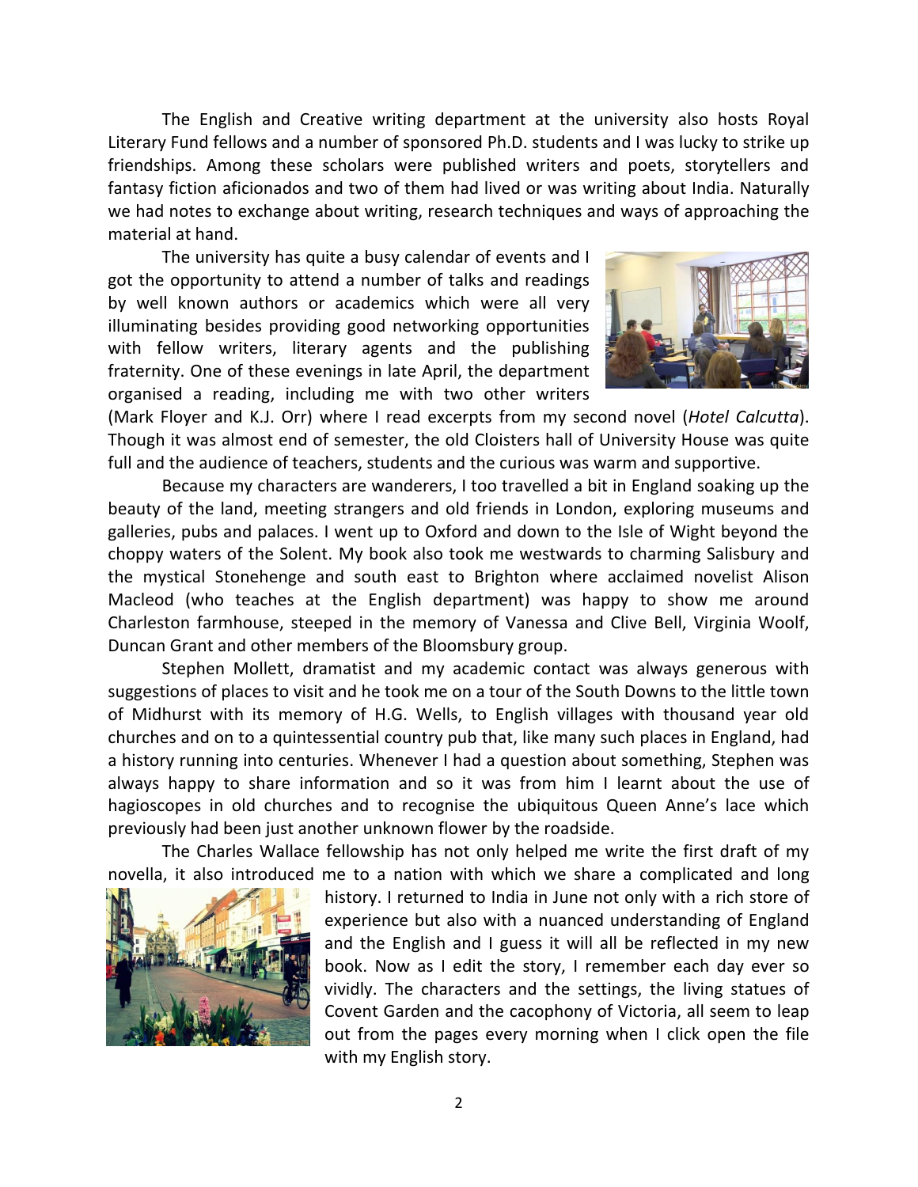The English and Creative writing department at the university also hosts Royal Literary Fund fellows and a number of sponsored Ph.D. students and I was lucky to strike up friendships. Among these scholars were published writers and poets, storytellers and fantasy fiction aficionados and two of them had lived or was writing about India. Naturally we had notes to exchange about writing, research techniques and ways of approaching the material at hand.

The university has quite a busy calendar of events and I got the opportunity to attend a number of talks and readings by well known authors or academics which were all very illuminating besides providing good networking opportunities with fellow writers, literary agents and the publishing fraternity. One of these evenings in late April, the department organised a reading, including me with two other writers (Mark Floyer and K.J. Orr) where I read excerpts from my second novel (*Hotel Calcutta*). Though it was almost end of semester, the old Cloisters hall of University House was quite full and the audience of teachers, students and the curious was warm and supportive.

Because my characters are wanderers, I too travelled a bit in England soaking up the beauty of the land, meeting strangers and old friends in London, exploring museums and galleries, pubs and palaces. I went up to Oxford and down to the Isle of Wight beyond the choppy waters of the Solent. My book also took me westwards to charming Salisbury and the mystical Stonehenge and south east to Brighton where acclaimed novelist Alison Macleod (who teaches at the English department) was happy to show me around Charleston farmhouse, steeped in the memory of Vanessa and Clive Bell, Virginia Woolf, Duncan Grant and other members of the Bloomsbury group.

Stephen Mollett, dramatist and my academic contact was always generous with suggestions of places to visit and he took me on a tour of the South Downs to the little town of Midhurst with its memory of H.G. Wells, to English villages with thousand year old churches and on to a quintessential country pub that, like many such places in England, had a history running into centuries. Whenever I had a question about something, Stephen was always happy to share information and so it was from him I learnt about the use of hagioscopes in old churches and to recognise the ubiquitous Queen Anne's lace which previously had been just another unknown flower by the roadside.

The Charles Wallace fellowship has not only helped me write the first draft of my novella, it also introduced me to a nation with which we share a complicated and long history. I returned to India in June not only with a rich store of experience but also with a nuanced understanding of England and the English and I guess it will all be reflected in my new book. Now as I edit the story, I remember each day ever so vividly. The characters and the settings, the living statues of Covent Garden and the cacophony of Victoria, all seem to leap out from the pages every morning when I click open the file with my English story.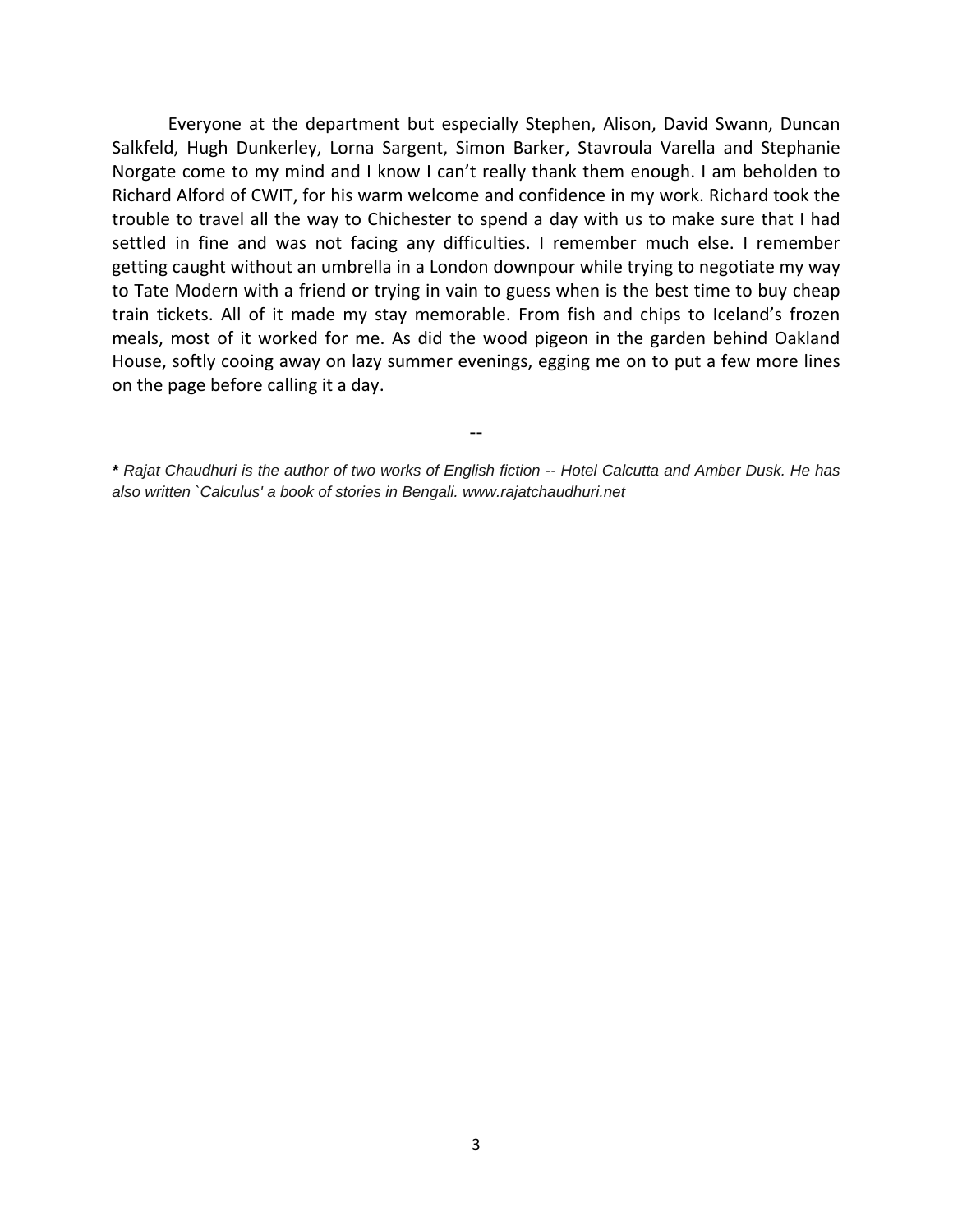Everyone at the department but especially Stephen, Alison, David Swann, Duncan Salkfeld, Hugh Dunkerley, Lorna Sargent, Simon Barker, Stavroula Varella and Stephanie Norgate come to my mind and I know I can't really thank them enough. I am beholden to Richard Alford of CWIT, for his warm welcome and confidence in my work. Richard took the trouble to travel all the way to Chichester to spend a day with us to make sure that I had settled in fine and was not facing any difficulties. I remember much else. I remember getting caught without an umbrella in a London downpour while trying to negotiate my way to Tate Modern with a friend or trying in vain to guess when is the best time to buy cheap train tickets. All of it made my stay memorable. From fish and chips to Iceland's frozen meals, most of it worked for me. As did the wood pigeon in the garden behind Oakland House, softly cooing away on lazy summer evenings, egging me on to put a few more lines on the page before calling it a day.

**--**

**\*** *Rajat Chaudhuri is the author of two works of English fiction -- Hotel Calcutta and Amber Dusk. He has also written `Calculus' a book of stories in Bengali. www.rajatchaudhuri.net*